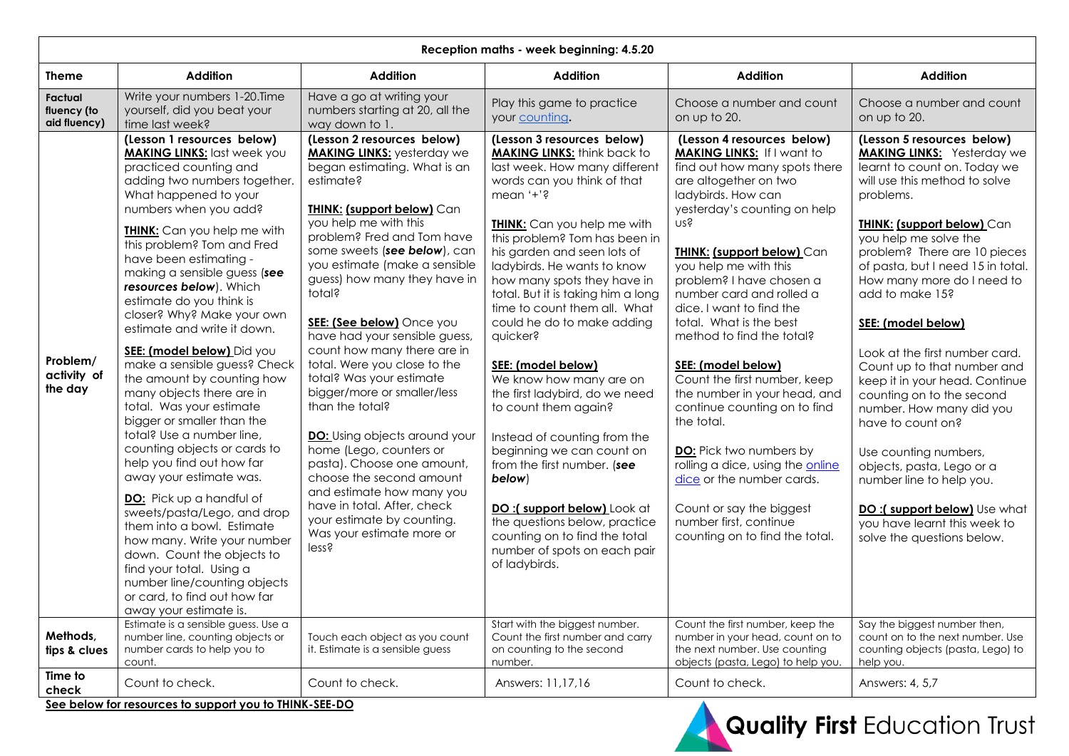| Reception maths - week beginning: 4.5.20 | | | | | |
|---|---|---|---|---|---|
| **Theme** | **Addition** | **Addition** | **Addition** | **Addition** | **Addition** |
| **Factual fluency (to aid fluency)** | Write your numbers 1-20.Time yourself, did you beat your time last week? | Have a go at writing your numbers starting at 20, all the way down to 1. | Play this game to practice your [counting](). | Choose a number and count on up to 20. | Choose a number and count on up to 20. |
| **Problem/ activity of the day** | **(Lesson 1 resources below)** <br> **MAKING LINKS:** last week you practiced counting and adding two numbers together. What happened to your numbers when you add? <br><br> **THINK:** Can you help me with this problem? Tom and Fred have been estimating - making a sensible guess (***see resources below***). Which estimate do you think is closer? Why? Make your own estimate and write it down. <br><br> **SEE: (model below)** Did you make a sensible guess? Check the amount by counting how many objects there are in total. Was your estimate bigger or smaller than the total? Use a number line, counting objects or cards to help you find out how far away your estimate was. <br><br> **DO:** Pick up a handful of sweets/pasta/Lego, and drop them into a bowl. Estimate how many. Write your number down. Count the objects to find your total. Using a number line/counting objects or card, to find out how far away your estimate is. | **(Lesson 2 resources below)** <br> **MAKING LINKS:** yesterday we began estimating. What is an estimate? <br><br> **THINK: (support below)** Can you help me with this problem? Fred and Tom have some sweets (***see below***), can you estimate (make a sensible guess) how many they have in total? <br><br> **SEE: (See below)** Once you have had your sensible guess, count how many there are in total. Were you close to the total? Was your estimate bigger/more or smaller/less than the total? <br><br> **DO:** Using objects around your home (Lego, counters or pasta). Choose one amount, choose the second amount and estimate how many you have in total. After, check your estimate by counting. Was your estimate more or less? | **(Lesson 3 resources below)** <br> **MAKING LINKS:** think back to last week. How many different words can you think of that mean '+'? <br><br> **THINK:** Can you help me with this problem? Tom has been in his garden and seen lots of ladybirds. He wants to know how many spots they have in total. But it is taking him a long time to count them all. What could he do to make adding quicker? <br><br> **SEE: (model below)** <br> We know how many are on the first ladybird, do we need to count them again? <br><br> Instead of counting from the beginning we can count on from the first number. (***see below***) <br><br> **DO :( support below)** Look at the questions below, practice counting on to find the total number of spots on each pair of ladybirds. | **(Lesson 4 resources below)** <br> **MAKING LINKS:** If I want to find out how many spots there are altogether on two ladybirds. How can yesterday's counting on help us? <br><br> **THINK: (support below)** Can you help me with this problem? I have chosen a number card and rolled a dice. I want to find the total. What is the best method to find the total? <br><br> **SEE: (model below)** <br> Count the first number, keep the number in your head, and continue counting on to find the total. <br><br> **DO:** Pick two numbers by rolling a dice, using the [online dice]() or the number cards. <br><br> Count or say the biggest number first, continue counting on to find the total. | **(Lesson 5 resources below)** <br> **MAKING LINKS:** Yesterday we learnt to count on. Today we will use this method to solve problems. <br><br> **THINK: (support below)** Can you help me solve the problem? There are 10 pieces of pasta, but I need 15 in total. How many more do I need to add to make 15? <br><br> **SEE: (model below)** <br><br> Look at the first number card. Count up to that number and keep it in your head. Continue counting on to the second number. How many did you have to count on? <br><br> Use counting numbers, objects, pasta, Lego or a number line to help you. <br><br> **DO :( support below)** Use what you have learnt this week to solve the questions below. |
| **Methods, tips & clues** | Estimate is a sensible guess. Use a number line, counting objects or number cards to help you to count. | Touch each object as you count it. Estimate is a sensible guess | Start with the biggest number. Count the first number and carry on counting to the second number. | Count the first number, keep the number in your head, count on to the next number. Use counting objects (pasta, Lego) to help you. | Say the biggest number then, count on to the next number. Use counting objects (pasta, Lego) to help you. |
| **Time to check** | Count to check. | Count to check. | Answers: 11,17,16 | Count to check. | Answers: 4, 5,7 |

**See below for resources to support you to THINK-SEE-DO**

Quality First Education Trust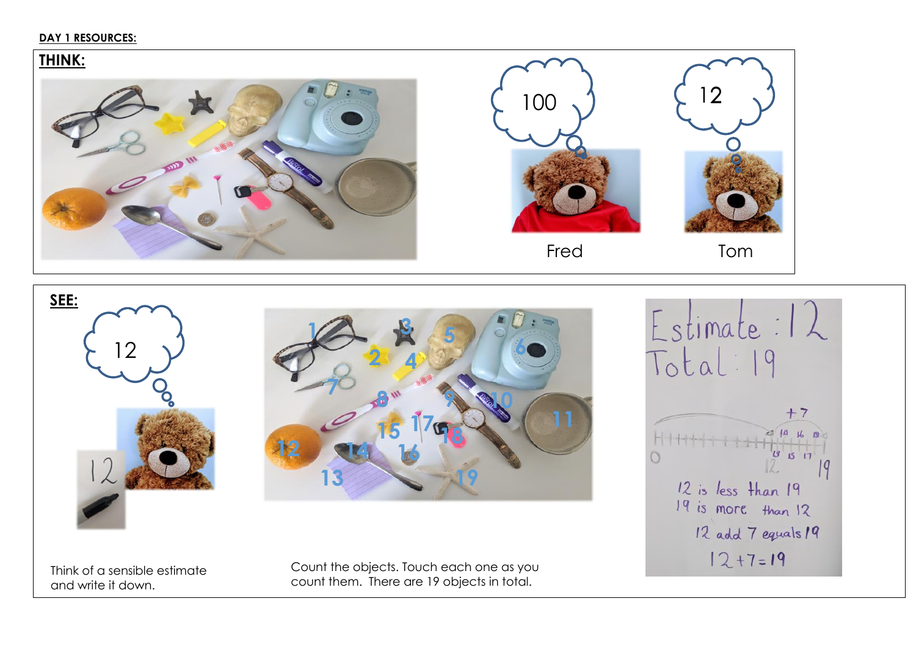**DAY 1 RESOURCES:**

**THINK:**

100

Fred

12

Tom

**SEE:**

12

Think of a sensible estimate and write it down.

Count the objects. Touch each one as you count them. There are 19 objects in total.

Estimate : 12
Total : 19

+7

12 is less than 19
19 is more than 12
12 add 7 equals 19
12+7=19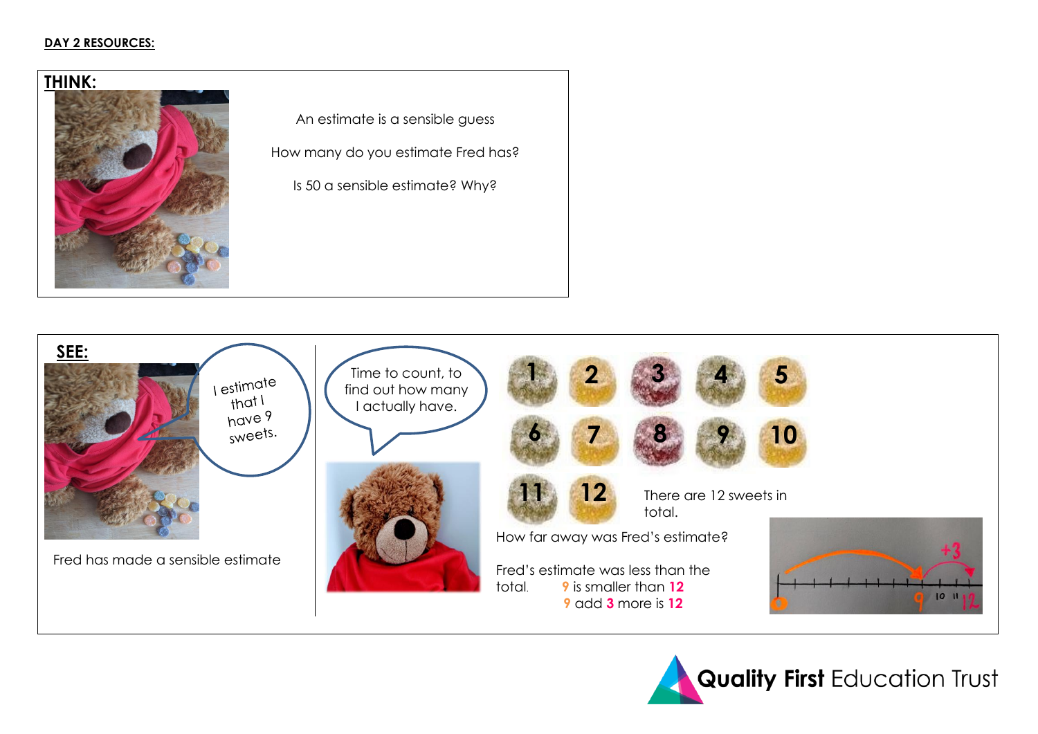**DAY 2 RESOURCES:**

## THINK:

An estimate is a sensible guess

How many do you estimate Fred has?

Is 50 a sensible estimate? Why?

## SEE:

I estimate that I have 9 sweets.

Fred has made a sensible estimate

Time to count, to find out how many I actually have.

1 2 3 4 5 6 7 8 9 10 11 12

There are 12 sweets in total.

How far away was Fred's estimate?

Fred's estimate was less than the total. 9 is smaller than 12

9 add 3 more is 12

0 9 10 11 12 +3

Quality First Education Trust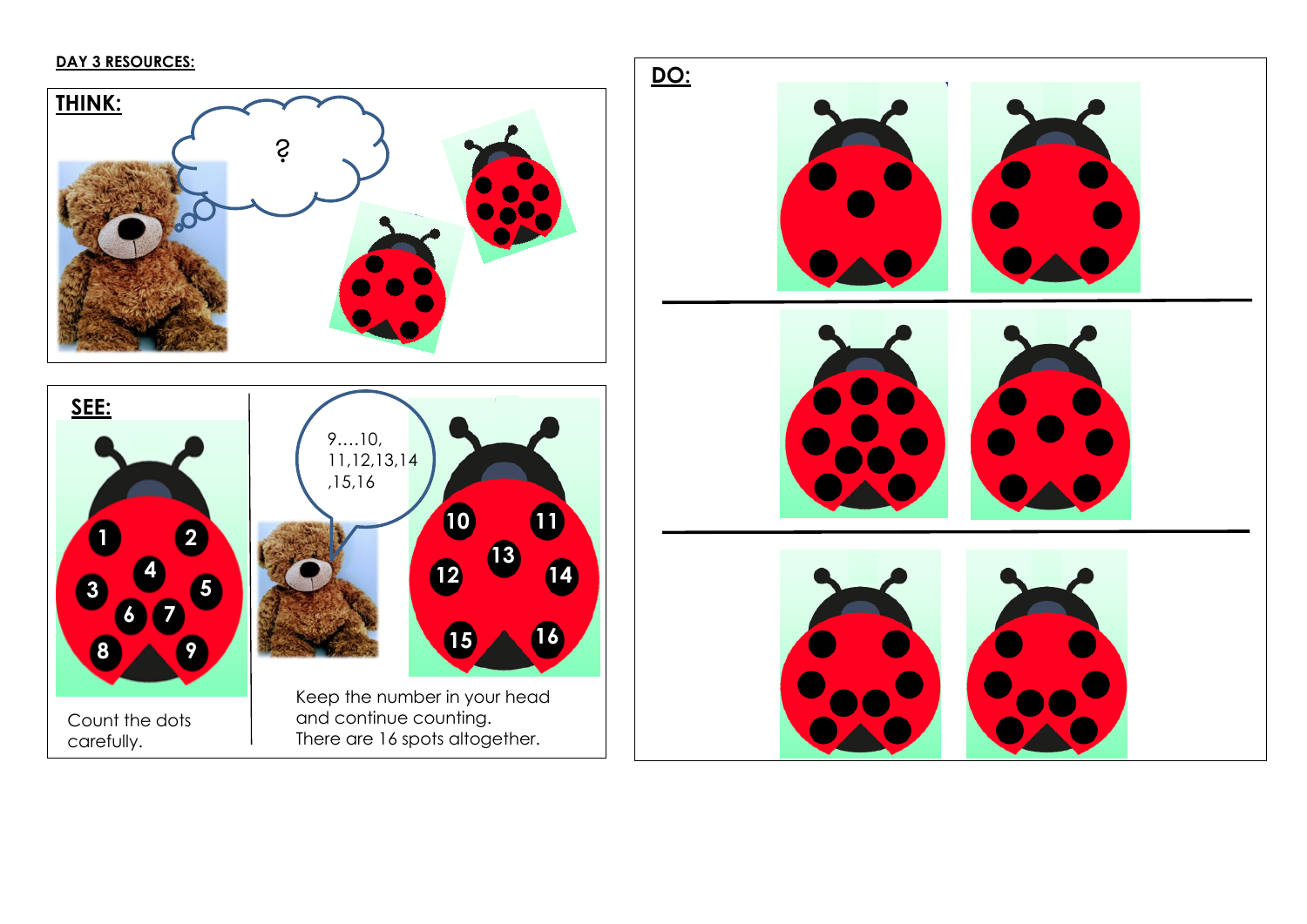**DAY 3 RESOURCES:**

## THINK:

?

## SEE:

1 2 3 4 5 6 7 8 9

Count the dots carefully.

9….10, 11,12,13,14 ,15,16

10 11 12 13 14 15 16

Keep the number in your head and continue counting.
There are 16 spots altogether.

## DO: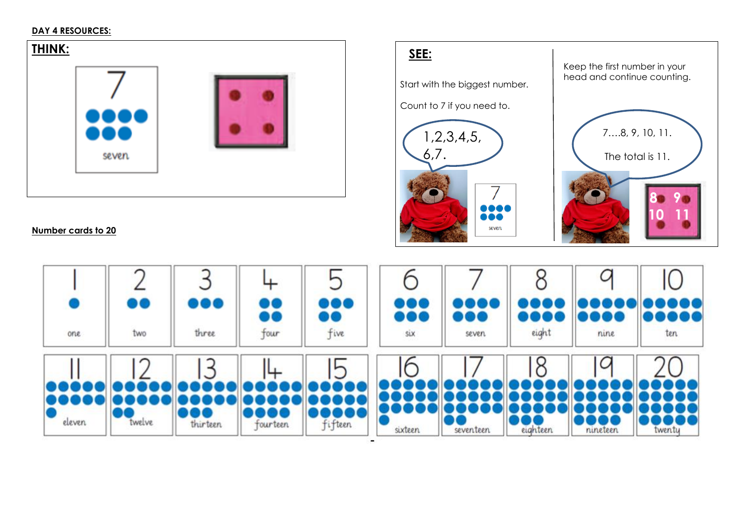**DAY 4 RESOURCES:**

## THINK:

7

seven

## SEE:

Start with the biggest number.

Count to 7 if you need to.

1,2,3,4,5, 6,7.

7

seven

Keep the first number in your head and continue counting.

7....8, 9, 10, 11.

The total is 11.

8 9 10 11

**Number cards to 20**

| 1 | 2 | 3 | 4 | 5 | 6 | 7 | 8 | 9 | 10 |
|---|---|---|---|---|---|---|---|---|---|
| one | two | three | four | five | six | seven | eight | nine | ten |
| 11 | 12 | 13 | 14 | 15 | 16 | 17 | 18 | 19 | 20 |
| eleven | twelve | thirteen | fourteen | fifteen | sixteen | seventeen | eighteen | nineteen | twenty |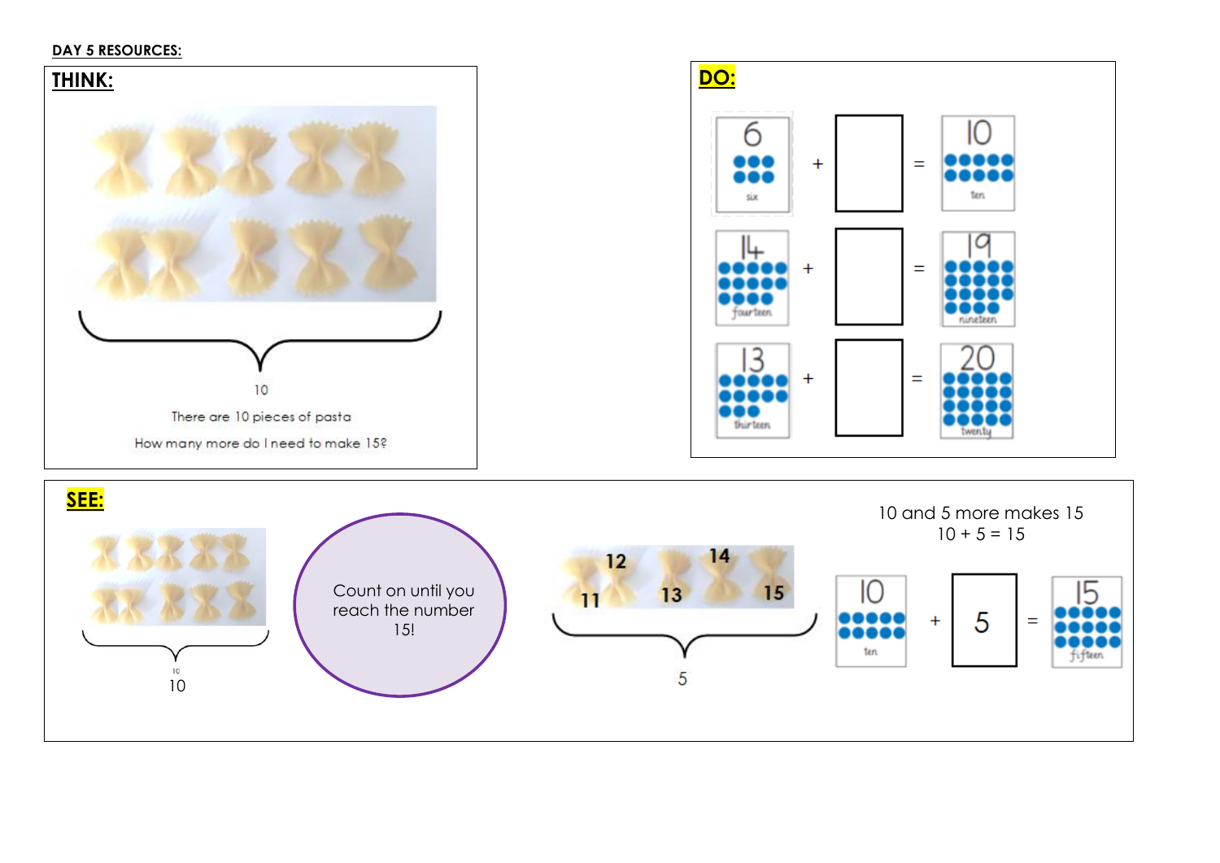**DAY 5 RESOURCES:**

## THINK:

10

There are 10 pieces of pasta

How many more do I need to make 15?

## DO:

6 six + ☐ = 10 ten

14 fourteen + ☐ = 19 nineteen

13 thirteen + ☐ = 20 twenty

## SEE:

10

Count on until you reach the number 15!

11 12 13 14 15

5

10 and 5 more makes 15

$10 + 5 = 15$

10 ten + 5 = 15 fifteen